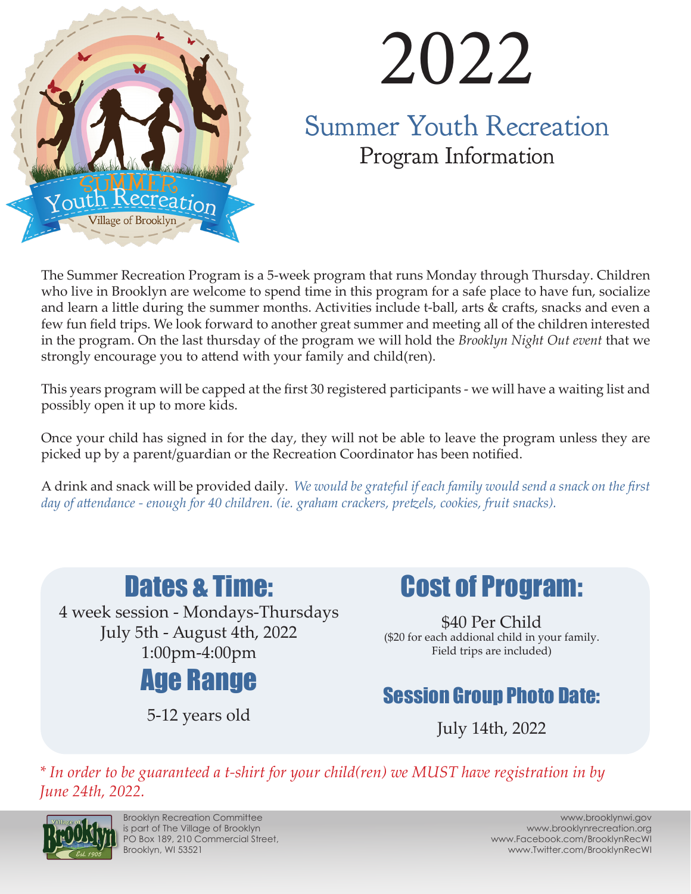# 2022

## Summer Youth Recreation

### Program Information

The Summer Recreation Program is a 5-week program that runs Monday through Thursday. Children who live in Brooklyn are welcome to spend time in this program for a safe place to have fun, socialize and learn a little during the summer months. Activities include t-ball, arts & crafts, snacks and even a few fun field trips. We look forward to another great summer and meeting all of the children interested in the program. On the last thursday of the program we will hold the *Brooklyn Night Out event* that we strongly encourage you to attend with your family and child(ren).

This years program will be capped at the first 30 registered participants - we will have a waiting list and possibly open it up to more kids.

Once your child has signed in for the day, they will not be able to leave the program unless they are picked up by a parent/guardian or the Recreation Coordinator has been notified.

A drink and snack will be provided daily. *We would be grateful if each family would send a snack on the first day of attendance - enough for 40 children. (ie. graham crackers, pretzels, cookies, fruit snacks).*

## Dates & Time:

4 week session - Mondays-Thursdays
July 5th - August 4th, 2022
1:00pm-4:00pm

## Age Range

5-12 years old

## Cost of Program:

$40 Per Child
($20 for each addional child in your family. Field trips are included)

## Session Group Photo Date:

July 14th, 2022

*\* In order to be guaranteed a t-shirt for your child(ren) we MUST have registration in by June 24th, 2022.*

Brooklyn Recreation Committee
is part of The Village of Brooklyn
PO Box 189, 210 Commercial Street,
Brooklyn, WI 53521

www.brooklynwi.gov
www.brooklynrecreation.org
www.Facebook.com/BrooklynRecWI
www.Twitter.com/BrooklynRecWI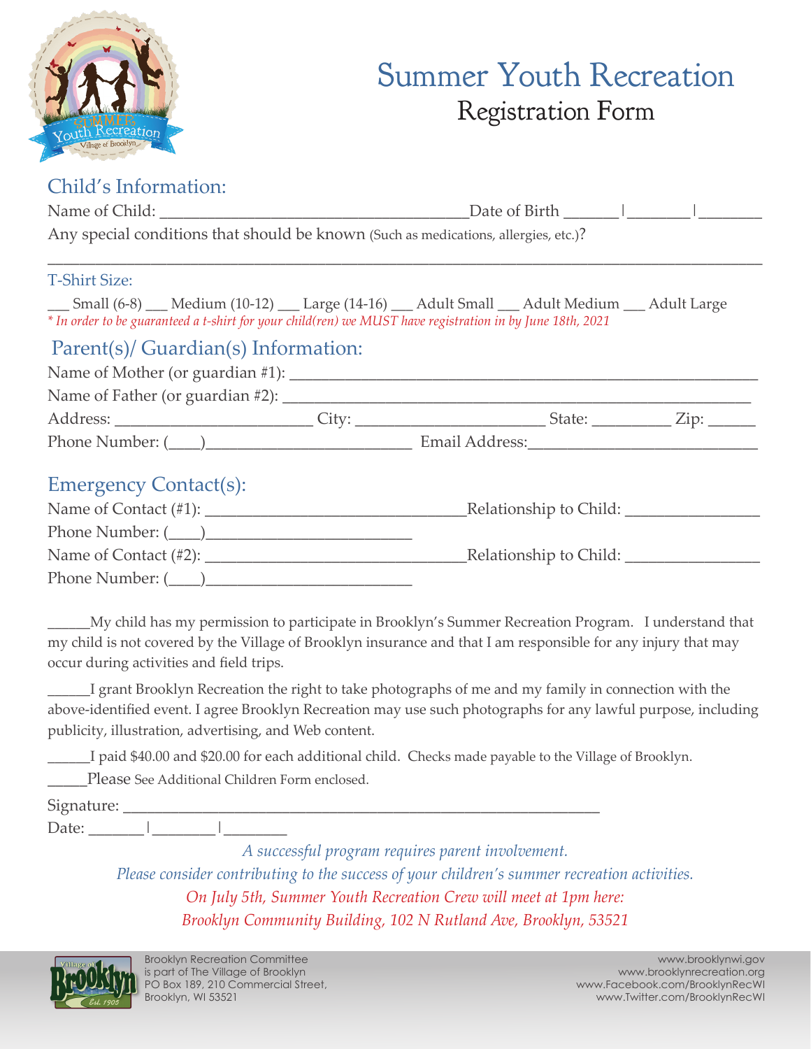# Summer Youth Recreation
## Registration Form

## Child's Information:

Name of Child: ______________________________________Date of Birth ______|_______|_______

Any special conditions that should be known (Such as medications, allergies, etc.)?

_____________________________________________________________________________

### T-Shirt Size:

___ Small (6-8) ___ Medium (10-12) ___ Large (14-16) ___ Adult Small ___ Adult Medium ___ Adult Large

*\* In order to be guaranteed a t-shirt for your child(ren) we MUST have registration in by June 18th, 2021*

## Parent(s)/ Guardian(s) Information:

Name of Mother (or guardian #1): ________________________________________________________

Name of Father (or guardian #2): ________________________________________________________

Address: ________________________ City: _______________________ State: _________ Zip: ______

Phone Number: (____)_________________________ Email Address:____________________________

## Emergency Contact(s):

Name of Contact (#1): ______________________________Relationship to Child: _______________

Phone Number: (____)_________________________

Name of Contact (#2): ______________________________Relationship to Child: _______________

Phone Number: (____)_________________________

______My child has my permission to participate in Brooklyn's Summer Recreation Program. I understand that my child is not covered by the Village of Brooklyn insurance and that I am responsible for any injury that may occur during activities and field trips.

______I grant Brooklyn Recreation the right to take photographs of me and my family in connection with the above-identified event. I agree Brooklyn Recreation may use such photographs for any lawful purpose, including publicity, illustration, advertising, and Web content.

______I paid $40.00 and $20.00 for each additional child. Checks made payable to the Village of Brooklyn.

_____Please See Additional Children Form enclosed.

Signature: ____________________________________________________________

Date: ______|_______|_______

*A successful program requires parent involvement.*

*Please consider contributing to the success of your children's summer recreation activities.*

*On July 5th, Summer Youth Recreation Crew will meet at 1pm here:*

*Brooklyn Community Building, 102 N Rutland Ave, Brooklyn, 53521*

Brooklyn Recreation Committee
is part of The Village of Brooklyn
PO Box 189, 210 Commercial Street,
Brooklyn, WI 53521

www.brooklynwi.gov
www.brooklynrecreation.org
www.Facebook.com/BrooklynRecWI
www.Twitter.com/BrooklynRecWI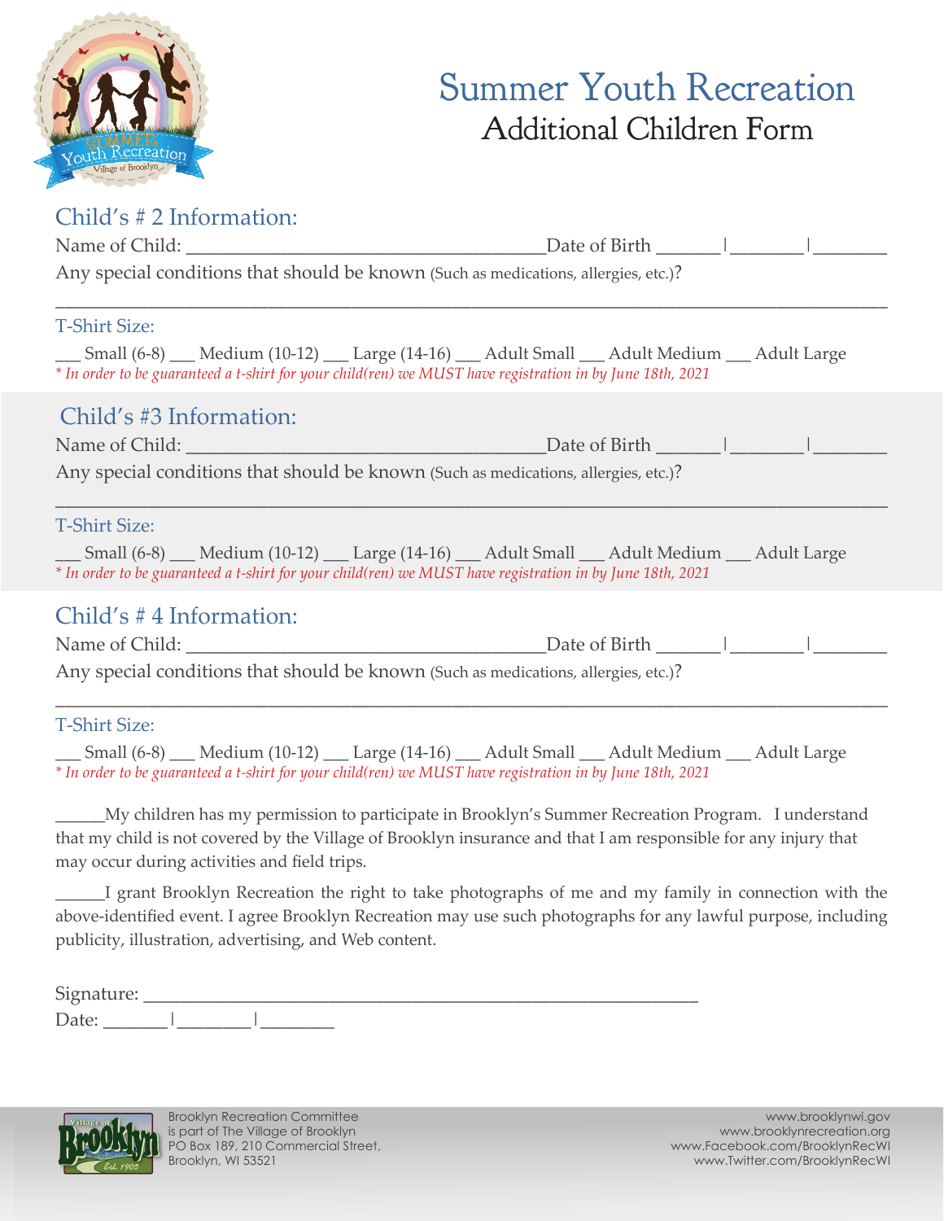# Summer Youth Recreation
## Additional Children Form

### Child's # 2 Information:

Name of Child: ______________________________________Date of Birth ______|_______|_______

Any special conditions that should be known (Such as medications, allergies, etc.)?

_______________________________________________________________________________

T-Shirt Size:

___ Small (6-8) ___ Medium (10-12) ___ Large (14-16) ___ Adult Small ___ Adult Medium ___ Adult Large

*\* In order to be guaranteed a t-shirt for your child(ren) we MUST have registration in by June 18th, 2021*

### Child's #3 Information:

Name of Child: ______________________________________Date of Birth ______|_______|_______

Any special conditions that should be known (Such as medications, allergies, etc.)?

_______________________________________________________________________________

T-Shirt Size:

___ Small (6-8) ___ Medium (10-12) ___ Large (14-16) ___ Adult Small ___ Adult Medium ___ Adult Large

*\* In order to be guaranteed a t-shirt for your child(ren) we MUST have registration in by June 18th, 2021*

### Child's # 4 Information:

Name of Child: ______________________________________Date of Birth ______|_______|_______

Any special conditions that should be known (Such as medications, allergies, etc.)?

_______________________________________________________________________________

T-Shirt Size:

___ Small (6-8) ___ Medium (10-12) ___ Large (14-16) ___ Adult Small ___ Adult Medium ___ Adult Large

*\* In order to be guaranteed a t-shirt for your child(ren) we MUST have registration in by June 18th, 2021*

_____My children has my permission to participate in Brooklyn's Summer Recreation Program. I understand that my child is not covered by the Village of Brooklyn insurance and that I am responsible for any injury that may occur during activities and field trips.

_____I grant Brooklyn Recreation the right to take photographs of me and my family in connection with the above-identified event. I agree Brooklyn Recreation may use such photographs for any lawful purpose, including publicity, illustration, advertising, and Web content.

Signature: ________________________________________________________

Date: ______|_______|_______

Brooklyn Recreation Committee
is part of The Village of Brooklyn
PO Box 189, 210 Commercial Street,
Brooklyn, WI 53521

www.brooklynwi.gov
www.brooklynrecreation.org
www.Facebook.com/BrooklynRecWI
www.Twitter.com/BrooklynRecWI